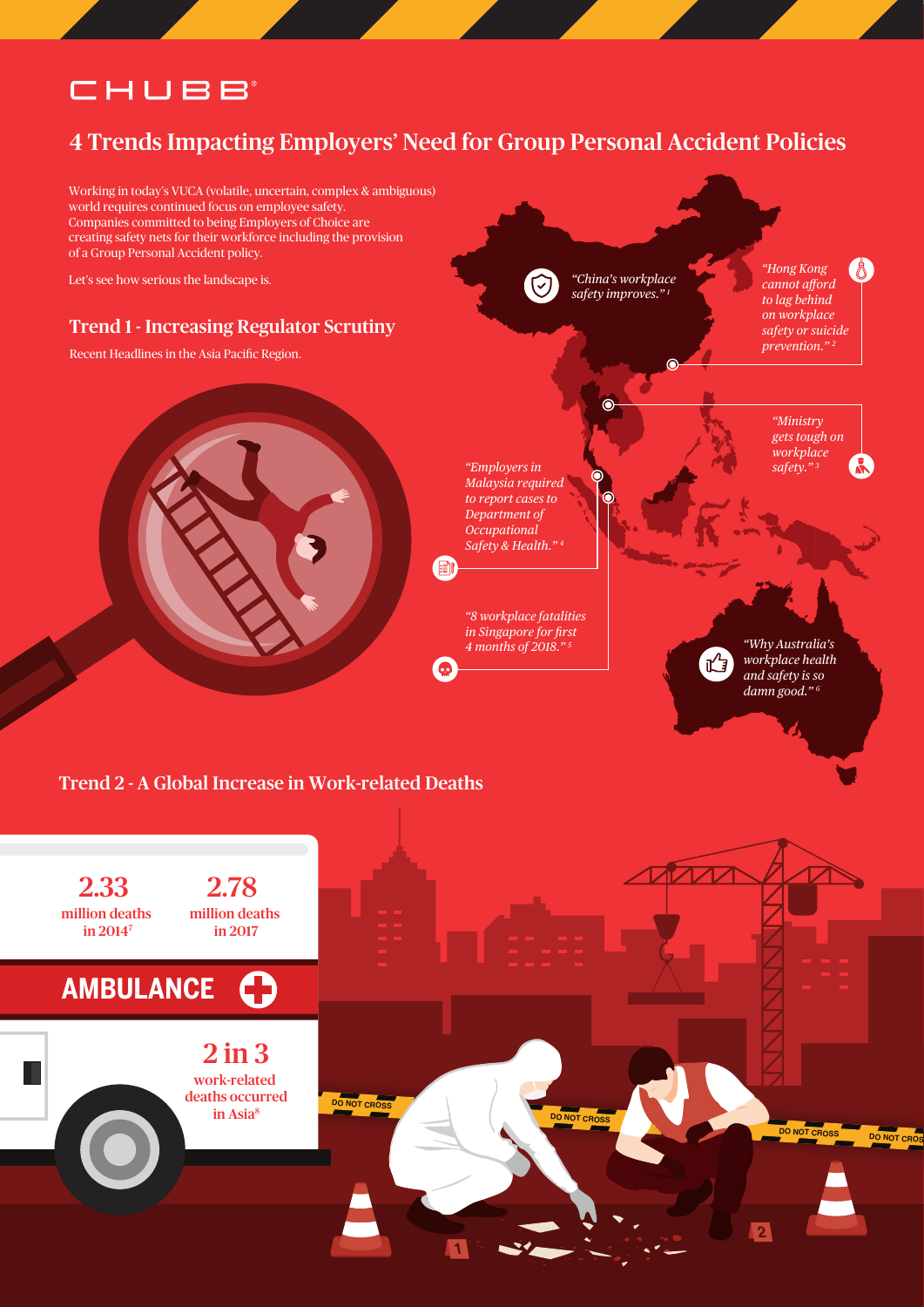CHUBB

# 4 Trends Impacting Employers' Need for Group Personal Accident Policies

Working in today's VUCA (volatile, uncertain, complex & ambiguous) world requires continued focus on employee safety. Companies committed to being Employers of Choice are creating safety nets for their workforce including the provision of a Group Personal Accident policy.

Let's see how serious the landscape is.

## Trend 1 - Increasing Regulator Scrutiny

Recent Headlines in the Asia Pacific Region.

*"China's workplace safety improves."* [1]

*"Hong Kong cannot afford to lag behind on workplace safety or suicide prevention."* [2]

*"Ministry gets tough on workplace safety."* [3]

*"Employers in Malaysia required to report cases to Department of Occupational Safety & Health."* [4]

*"8 workplace fatalities in Singapore for first 4 months of 2018."* [5]

*"Why Australia's workplace health and safety is so damn good."* [6]

## Trend 2 - A Global Increase in Work-related Deaths

**2.33** million deaths in 2014[7]

**2.78** million deaths in 2017

AMBULANCE

**2 in 3** work-related deaths occurred in Asia[8]

DO NOT CROSS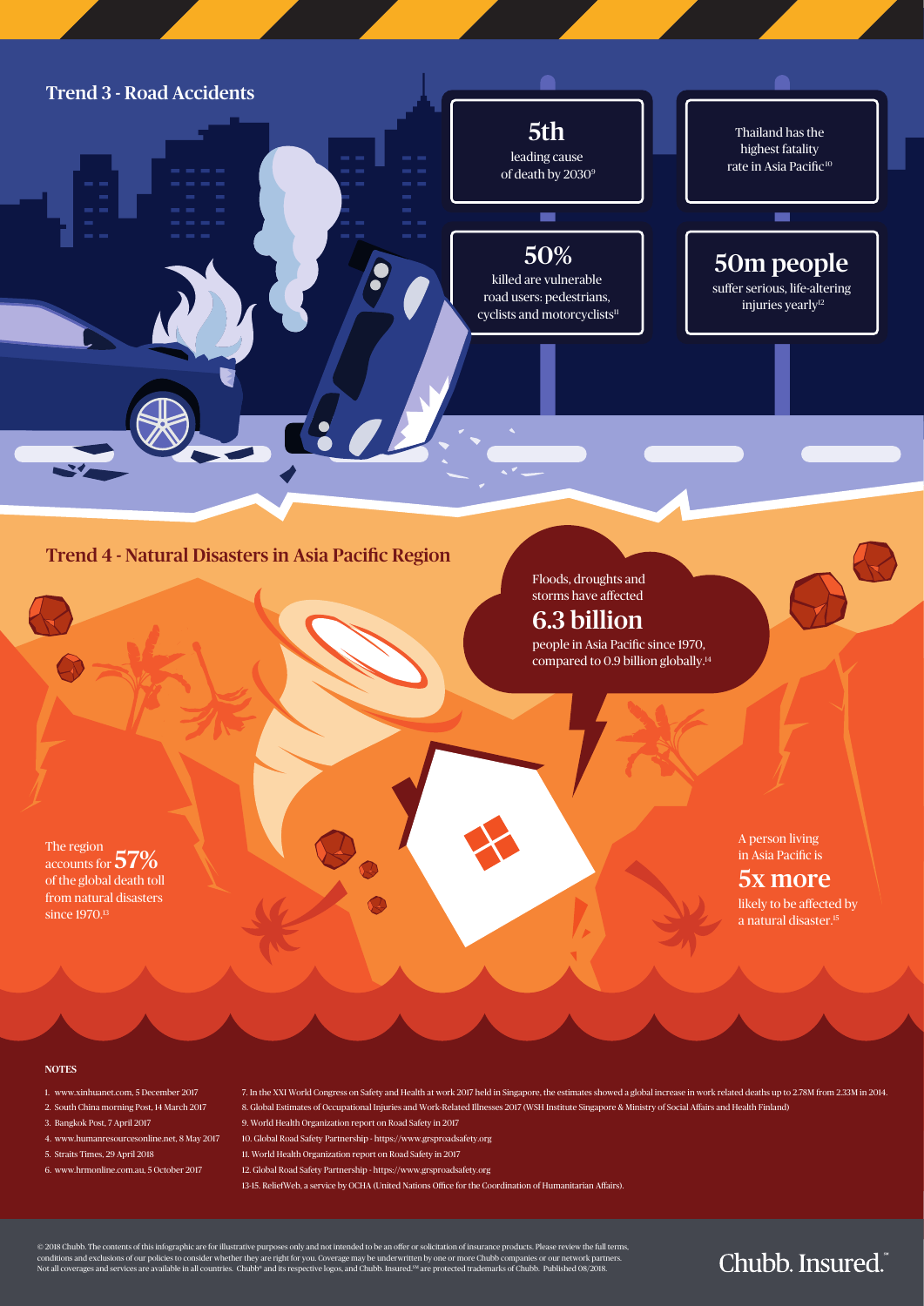## Trend 3 - Road Accidents

**5th**
leading cause of death by 2030[9]

Thailand has the highest fatality rate in Asia Pacific[10]

**50%**
killed are vulnerable road users: pedestrians, cyclists and motorcyclists[11]

**50m people**
suffer serious, life-altering injuries yearly[12]

## Trend 4 - Natural Disasters in Asia Pacific Region

Floods, droughts and storms have affected **6.3 billion** people in Asia Pacific since 1970, compared to 0.9 billion globally.[14]

The region accounts for **57%** of the global death toll from natural disasters since 1970.[13]

A person living in Asia Pacific is **5x more** likely to be affected by a natural disaster.[15]

### NOTES

1. www.xinhuanet.com, 5 December 2017
2. South China morning Post, 14 March 2017
3. Bangkok Post, 7 April 2017
4. www.humanresourcesonline.net, 8 May 2017
5. Straits Times, 29 April 2018
6. www.hrmonline.com.au, 5 October 2017
7. In the XXI World Congress on Safety and Health at work 2017 held in Singapore, the estimates showed a global increase in work related deaths up to 2.78M from 2.33M in 2014.
8. Global Estimates of Occupational Injuries and Work-Related Illnesses 2017 (WSH Institute Singapore & Ministry of Social Affairs and Health Finland)
9. World Health Organization report on Road Safety in 2017
10. Global Road Safety Partnership - https://www.grsproadsafety.org
11. World Health Organization report on Road Safety in 2017
12. Global Road Safety Partnership - https://www.grsproadsafety.org

13-15. ReliefWeb, a service by OCHA (United Nations Office for the Coordination of Humanitarian Affairs).

© 2018 Chubb. The contents of this infographic are for illustrative purposes only and not intended to be an offer or solicitation of insurance products. Please review the full terms, conditions and exclusions of our policies to consider whether they are right for you. Coverage may be underwritten by one or more Chubb companies or our network partners. Not all coverages and services are available in all countries. Chubb® and its respective logos, and Chubb. Insured.SM are protected trademarks of Chubb. Published 08/2018.

Chubb. Insured.℠